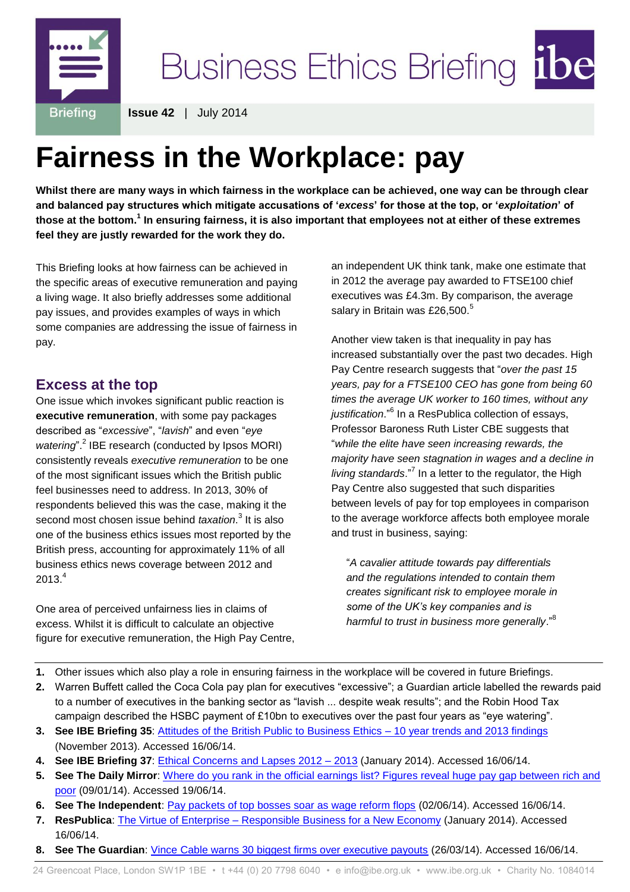# Business Ethics Briefing

**Issue 42** | July 2014

# Fairness in the Workplace: pay

**Whilst there are many ways in which fairness in the workplace can be achieved, one way can be through clear and balanced pay structures which mitigate accusations of '*excess*' for those at the top, or '*exploitation*' of those at the bottom.[1] In ensuring fairness, it is also important that employees not at either of these extremes feel they are justly rewarded for the work they do.**

This Briefing looks at how fairness can be achieved in the specific areas of executive remuneration and paying a living wage. It also briefly addresses some additional pay issues, and provides examples of ways in which some companies are addressing the issue of fairness in pay.

## Excess at the top

One issue which invokes significant public reaction is **executive remuneration**, with some pay packages described as "*excessive*", "*lavish*" and even "*eye watering*".[2] IBE research (conducted by Ipsos MORI) consistently reveals *executive remuneration* to be one of the most significant issues which the British public feel businesses need to address. In 2013, 30% of respondents believed this was the case, making it the second most chosen issue behind *taxation*.[3] It is also one of the business ethics issues most reported by the British press, accounting for approximately 11% of all business ethics news coverage between 2012 and 2013.[4]

One area of perceived unfairness lies in claims of excess. Whilst it is difficult to calculate an objective figure for executive remuneration, the High Pay Centre, an independent UK think tank, make one estimate that in 2012 the average pay awarded to FTSE100 chief executives was £4.3m. By comparison, the average salary in Britain was £26,500.[5]

Another view taken is that inequality in pay has increased substantially over the past two decades. High Pay Centre research suggests that "*over the past 15 years, pay for a FTSE100 CEO has gone from being 60 times the average UK worker to 160 times, without any justification*."[6] In a ResPublica collection of essays, Professor Baroness Ruth Lister CBE suggests that "*while the elite have seen increasing rewards, the majority have seen stagnation in wages and a decline in living standards*."[7] In a letter to the regulator, the High Pay Centre also suggested that such disparities between levels of pay for top employees in comparison to the average workforce affects both employee morale and trust in business, saying:

> "*A cavalier attitude towards pay differentials and the regulations intended to contain them creates significant risk to employee morale in some of the UK's key companies and is harmful to trust in business more generally*."[8]

---

1. Other issues which also play a role in ensuring fairness in the workplace will be covered in future Briefings.
2. Warren Buffett called the Coca Cola pay plan for executives "excessive"; a Guardian article labelled the rewards paid to a number of executives in the banking sector as "lavish ... despite weak results"; and the Robin Hood Tax campaign described the HSBC payment of £10bn to executives over the past four years as "eye watering".
3. **See IBE Briefing 35**: Attitudes of the British Public to Business Ethics – 10 year trends and 2013 findings (November 2013). Accessed 16/06/14.
4. **See IBE Briefing 37**: Ethical Concerns and Lapses 2012 – 2013 (January 2014). Accessed 16/06/14.
5. **See The Daily Mirror**: Where do you rank in the official earnings list? Figures reveal huge pay gap between rich and poor (09/01/14). Accessed 19/06/14.
6. **See The Independent**: Pay packets of top bosses soar as wage reform flops (02/06/14). Accessed 16/06/14.
7. **ResPublica**: The Virtue of Enterprise – Responsible Business for a New Economy (January 2014). Accessed 16/06/14.
8. **See The Guardian**: Vince Cable warns 30 biggest firms over executive payouts (26/03/14). Accessed 16/06/14.

24 Greencoat Place, London SW1P 1BE • t +44 (0) 20 7798 6040 • e info@ibe.org.uk • www.ibe.org.uk • Charity No. 1084014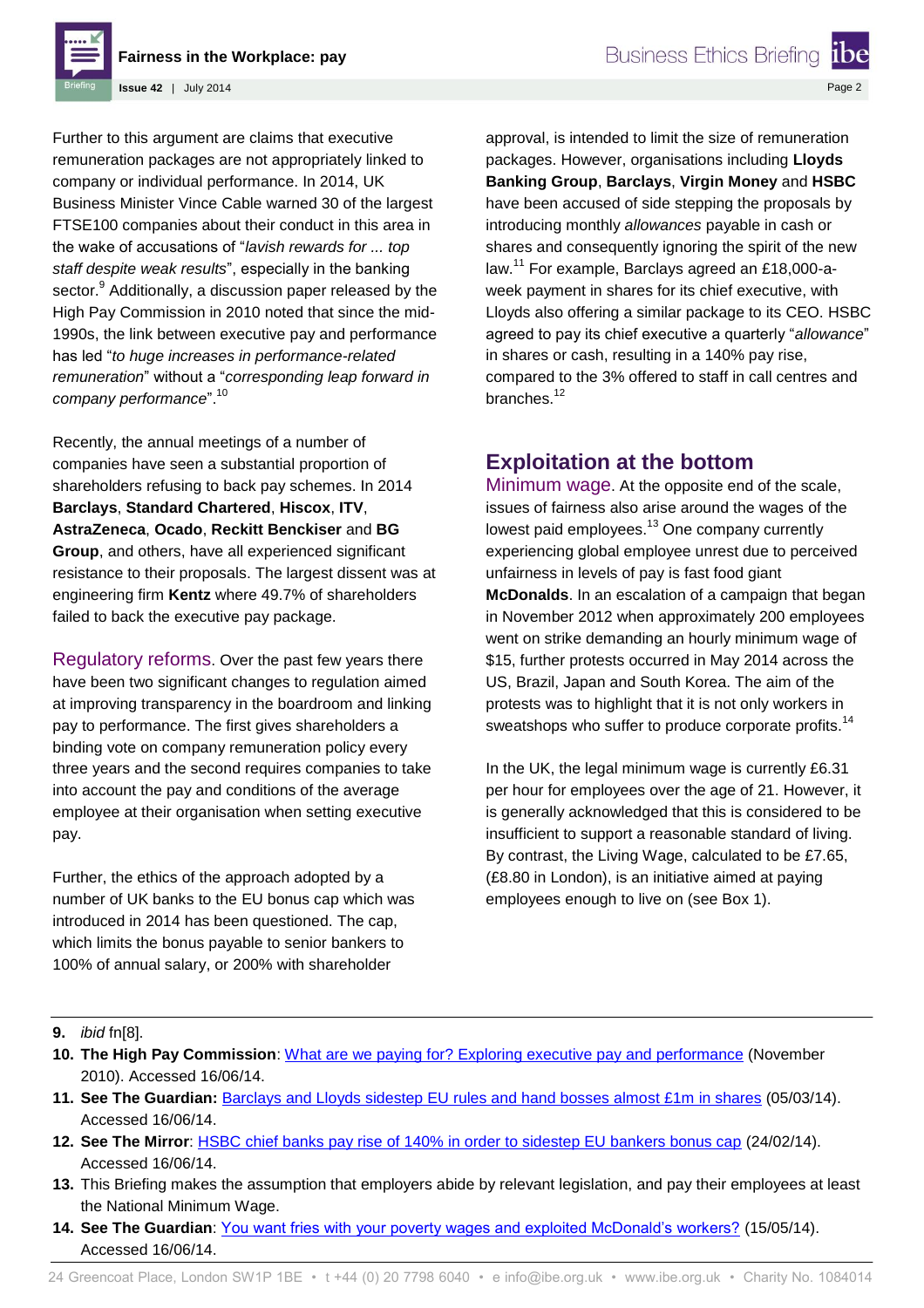Further to this argument are claims that executive remuneration packages are not appropriately linked to company or individual performance. In 2014, UK Business Minister Vince Cable warned 30 of the largest FTSE100 companies about their conduct in this area in the wake of accusations of "*lavish rewards for ... top staff despite weak results*", especially in the banking sector.[9] Additionally, a discussion paper released by the High Pay Commission in 2010 noted that since the mid-1990s, the link between executive pay and performance has led "*to huge increases in performance-related remuneration*" without a "*corresponding leap forward in company performance*".[10]

Recently, the annual meetings of a number of companies have seen a substantial proportion of shareholders refusing to back pay schemes. In 2014 **Barclays**, **Standard Chartered**, **Hiscox**, **ITV**, **AstraZeneca**, **Ocado**, **Reckitt Benckiser** and **BG Group**, and others, have all experienced significant resistance to their proposals. The largest dissent was at engineering firm **Kentz** where 49.7% of shareholders failed to back the executive pay package.

**Regulatory reforms**. Over the past few years there have been two significant changes to regulation aimed at improving transparency in the boardroom and linking pay to performance. The first gives shareholders a binding vote on company remuneration policy every three years and the second requires companies to take into account the pay and conditions of the average employee at their organisation when setting executive pay.

Further, the ethics of the approach adopted by a number of UK banks to the EU bonus cap which was introduced in 2014 has been questioned. The cap, which limits the bonus payable to senior bankers to 100% of annual salary, or 200% with shareholder approval, is intended to limit the size of remuneration packages. However, organisations including **Lloyds Banking Group**, **Barclays**, **Virgin Money** and **HSBC** have been accused of side stepping the proposals by introducing monthly *allowances* payable in cash or shares and consequently ignoring the spirit of the new law.[11] For example, Barclays agreed an £18,000-a-week payment in shares for its chief executive, with Lloyds also offering a similar package to its CEO. HSBC agreed to pay its chief executive a quarterly "*allowance*" in shares or cash, resulting in a 140% pay rise, compared to the 3% offered to staff in call centres and branches.[12]

## Exploitation at the bottom

**Minimum wage**. At the opposite end of the scale, issues of fairness also arise around the wages of the lowest paid employees.[13] One company currently experiencing global employee unrest due to perceived unfairness in levels of pay is fast food giant **McDonalds**. In an escalation of a campaign that began in November 2012 when approximately 200 employees went on strike demanding an hourly minimum wage of $15, further protests occurred in May 2014 across the US, Brazil, Japan and South Korea. The aim of the protests was to highlight that it is not only workers in sweatshops who suffer to produce corporate profits.[14]

In the UK, the legal minimum wage is currently £6.31 per hour for employees over the age of 21. However, it is generally acknowledged that this is considered to be insufficient to support a reasonable standard of living. By contrast, the Living Wage, calculated to be £7.65, (£8.80 in London), is an initiative aimed at paying employees enough to live on (see Box 1).

---

9. *ibid* fn[8].
10. **The High Pay Commission**: What are we paying for? Exploring executive pay and performance (November 2010). Accessed 16/06/14.
11. **See The Guardian:** Barclays and Lloyds sidestep EU rules and hand bosses almost £1m in shares (05/03/14). Accessed 16/06/14.
12. **See The Mirror**: HSBC chief banks pay rise of 140% in order to sidestep EU bankers bonus cap (24/02/14). Accessed 16/06/14.
13. This Briefing makes the assumption that employers abide by relevant legislation, and pay their employees at least the National Minimum Wage.
14. **See The Guardian**: You want fries with your poverty wages and exploited McDonald's workers? (15/05/14). Accessed 16/06/14.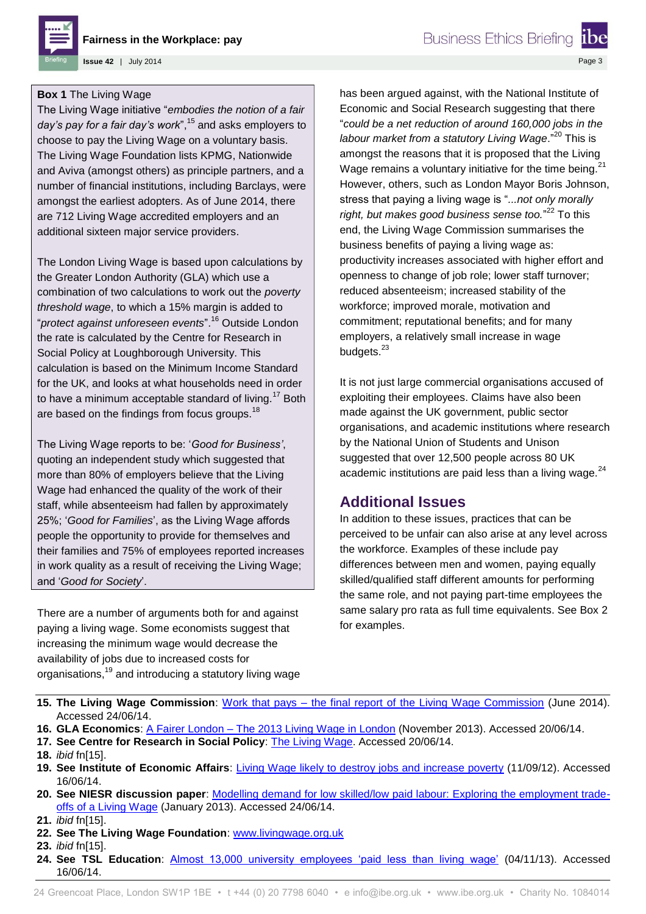**Box 1** The Living Wage

The Living Wage initiative "*embodies the notion of a fair day's pay for a fair day's work*",[15] and asks employers to choose to pay the Living Wage on a voluntary basis. The Living Wage Foundation lists KPMG, Nationwide and Aviva (amongst others) as principle partners, and a number of financial institutions, including Barclays, were amongst the earliest adopters. As of June 2014, there are 712 Living Wage accredited employers and an additional sixteen major service providers.

The London Living Wage is based upon calculations by the Greater London Authority (GLA) which use a combination of two calculations to work out the *poverty threshold wage*, to which a 15% margin is added to "*protect against unforeseen events*".[16] Outside London the rate is calculated by the Centre for Research in Social Policy at Loughborough University. This calculation is based on the Minimum Income Standard for the UK, and looks at what households need in order to have a minimum acceptable standard of living.[17] Both are based on the findings from focus groups.[18]

The Living Wage reports to be: '*Good for Business*', quoting an independent study which suggested that more than 80% of employers believe that the Living Wage had enhanced the quality of the work of their staff, while absenteeism had fallen by approximately 25%; '*Good for Families*', as the Living Wage affords people the opportunity to provide for themselves and their families and 75% of employees reported increases in work quality as a result of receiving the Living Wage; and '*Good for Society*'.

There are a number of arguments both for and against paying a living wage. Some economists suggest that increasing the minimum wage would decrease the availability of jobs due to increased costs for organisations,[19] and introducing a statutory living wage has been argued against, with the National Institute of Economic and Social Research suggesting that there "*could be a net reduction of around 160,000 jobs in the labour market from a statutory Living Wage*."[20] This is amongst the reasons that it is proposed that the Living Wage remains a voluntary initiative for the time being.[21] However, others, such as London Mayor Boris Johnson, stress that paying a living wage is "*...not only morally right, but makes good business sense too.*"[22] To this end, the Living Wage Commission summarises the business benefits of paying a living wage as: productivity increases associated with higher effort and openness to change of job role; lower staff turnover; reduced absenteeism; increased stability of the workforce; improved morale, motivation and commitment; reputational benefits; and for many employers, a relatively small increase in wage budgets.[23]

It is not just large commercial organisations accused of exploiting their employees. Claims have also been made against the UK government, public sector organisations, and academic institutions where research by the National Union of Students and Unison suggested that over 12,500 people across 80 UK academic institutions are paid less than a living wage.[24]

## Additional Issues

In addition to these issues, practices that can be perceived to be unfair can also arise at any level across the workforce. Examples of these include pay differences between men and women, paying equally skilled/qualified staff different amounts for performing the same role, and not paying part-time employees the same salary pro rata as full time equivalents. See Box 2 for examples.

---

15. **The Living Wage Commission**: Work that pays – the final report of the Living Wage Commission (June 2014). Accessed 24/06/14.
16. **GLA Economics**: A Fairer London – The 2013 Living Wage in London (November 2013). Accessed 20/06/14.
17. **See Centre for Research in Social Policy**: The Living Wage. Accessed 20/06/14.
18. *ibid* fn[15].
19. **See Institute of Economic Affairs**: Living Wage likely to destroy jobs and increase poverty (11/09/12). Accessed 16/06/14.
20. **See NIESR discussion paper**: Modelling demand for low skilled/low paid labour: Exploring the employment trade-offs of a Living Wage (January 2013). Accessed 24/06/14.
21. *ibid* fn[15].
22. **See The Living Wage Foundation**: www.livingwage.org.uk
23. *ibid* fn[15].
24. **See TSL Education**: Almost 13,000 university employees 'paid less than living wage' (04/11/13). Accessed 16/06/14.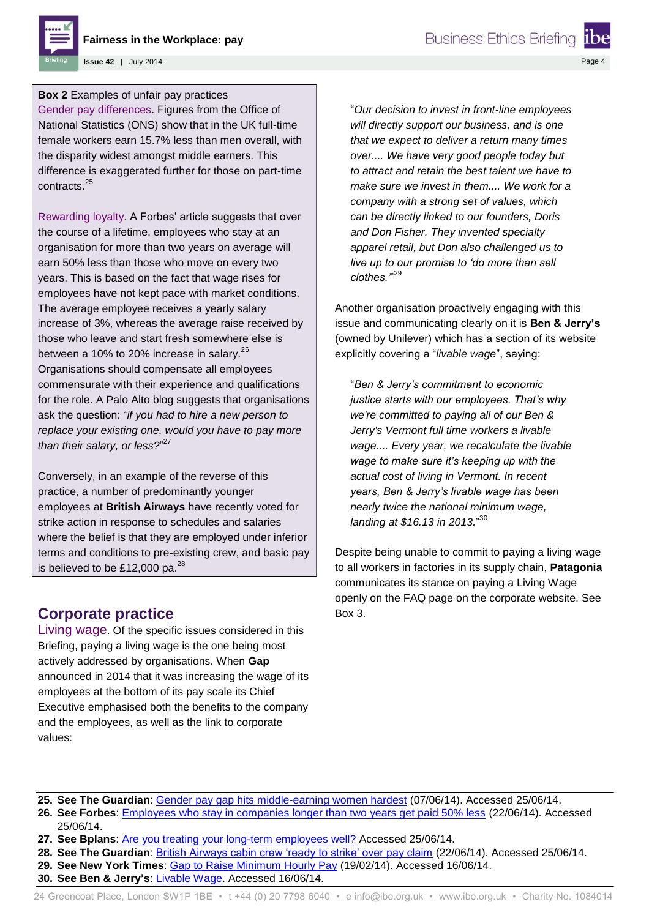**Box 2** Examples of unfair pay practices

Gender pay differences. Figures from the Office of National Statistics (ONS) show that in the UK full-time female workers earn 15.7% less than men overall, with the disparity widest amongst middle earners. This difference is exaggerated further for those on part-time contracts.[25]

Rewarding loyalty. A Forbes' article suggests that over the course of a lifetime, employees who stay at an organisation for more than two years on average will earn 50% less than those who move on every two years. This is based on the fact that wage rises for employees have not kept pace with market conditions. The average employee receives a yearly salary increase of 3%, whereas the average raise received by those who leave and start fresh somewhere else is between a 10% to 20% increase in salary.[26] Organisations should compensate all employees commensurate with their experience and qualifications for the role. A Palo Alto blog suggests that organisations ask the question: "*if you had to hire a new person to replace your existing one, would you have to pay more than their salary, or less?*"[27]

Conversely, in an example of the reverse of this practice, a number of predominantly younger employees at **British Airways** have recently voted for strike action in response to schedules and salaries where the belief is that they are employed under inferior terms and conditions to pre-existing crew, and basic pay is believed to be £12,000 pa.[28]

## Corporate practice

Living wage. Of the specific issues considered in this Briefing, paying a living wage is the one being most actively addressed by organisations. When **Gap** announced in 2014 that it was increasing the wage of its employees at the bottom of its pay scale its Chief Executive emphasised both the benefits to the company and the employees, as well as the link to corporate values:

> "*Our decision to invest in front-line employees will directly support our business, and is one that we expect to deliver a return many times over.... We have very good people today but to attract and retain the best talent we have to make sure we invest in them.... We work for a company with a strong set of values, which can be directly linked to our founders, Doris and Don Fisher. They invented specialty apparel retail, but Don also challenged us to live up to our promise to 'do more than sell clothes.'*"[29]

Another organisation proactively engaging with this issue and communicating clearly on it is **Ben & Jerry's** (owned by Unilever) which has a section of its website explicitly covering a "*livable wage*", saying:

> "*Ben & Jerry's commitment to economic justice starts with our employees. That's why we're committed to paying all of our Ben & Jerry's Vermont full time workers a livable wage.... Every year, we recalculate the livable wage to make sure it's keeping up with the actual cost of living in Vermont. In recent years, Ben & Jerry's livable wage has been nearly twice the national minimum wage, landing at $16.13 in 2013.*"[30]

Despite being unable to commit to paying a living wage to all workers in factories in its supply chain, **Patagonia** communicates its stance on paying a Living Wage openly on the FAQ page on the corporate website. See Box 3.

---

25. **See The Guardian**: Gender pay gap hits middle-earning women hardest (07/06/14). Accessed 25/06/14.
26. **See Forbes**: Employees who stay in companies longer than two years get paid 50% less (22/06/14). Accessed 25/06/14.
27. **See Bplans**: Are you treating your long-term employees well? Accessed 25/06/14.
28. **See The Guardian**: British Airways cabin crew 'ready to strike' over pay claim (22/06/14). Accessed 25/06/14.
29. **See New York Times**: Gap to Raise Minimum Hourly Pay (19/02/14). Accessed 16/06/14.
30. **See Ben & Jerry's**: Livable Wage. Accessed 16/06/14.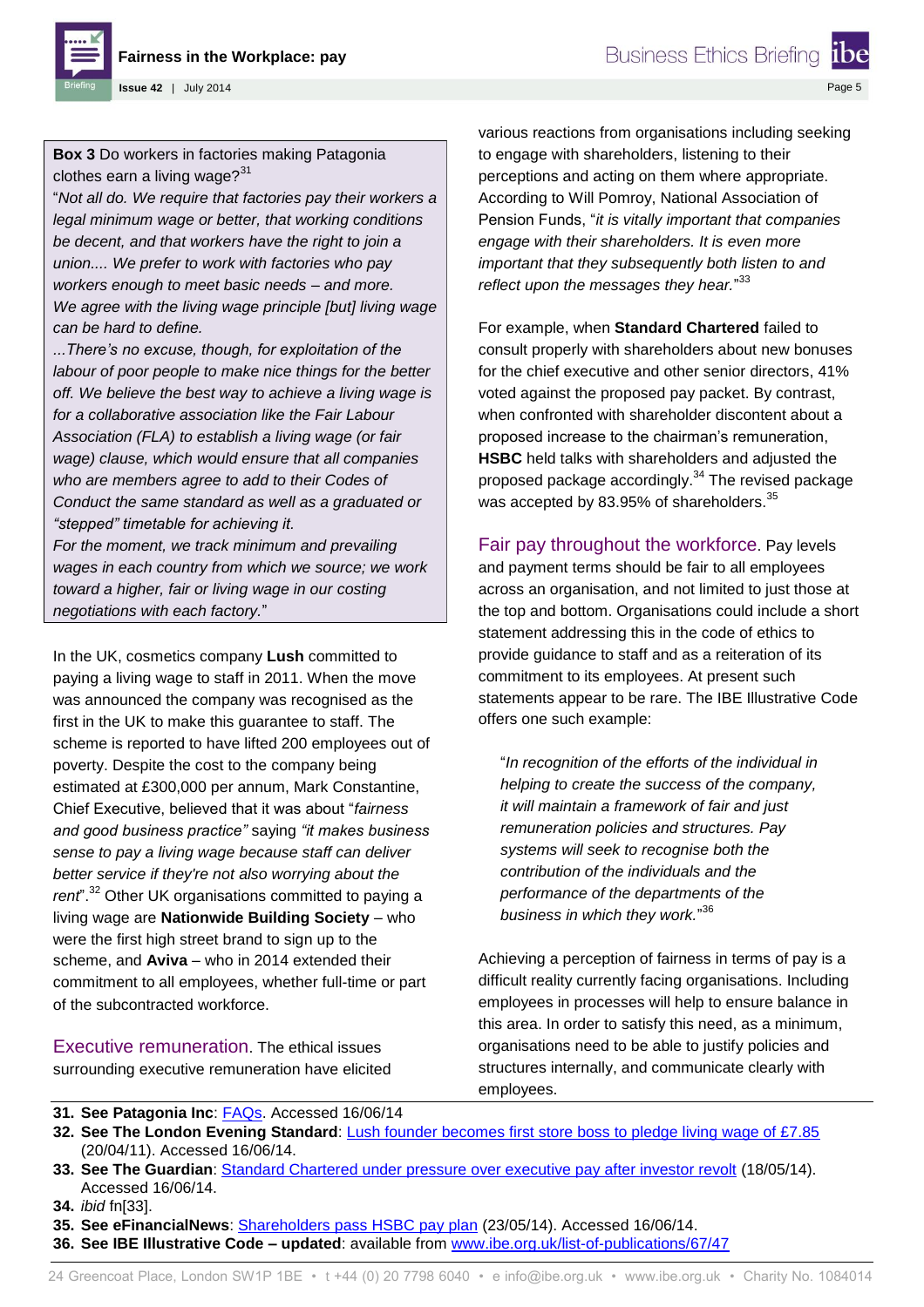**Box 3** Do workers in factories making Patagonia clothes earn a living wage?[31]

"*Not all do. We require that factories pay their workers a legal minimum wage or better, that working conditions be decent, and that workers have the right to join a union.... We prefer to work with factories who pay workers enough to meet basic needs – and more. We agree with the living wage principle [but] living wage can be hard to define.*

*...There's no excuse, though, for exploitation of the labour of poor people to make nice things for the better off. We believe the best way to achieve a living wage is for a collaborative association like the Fair Labour Association (FLA) to establish a living wage (or fair wage) clause, which would ensure that all companies who are members agree to add to their Codes of Conduct the same standard as well as a graduated or "stepped" timetable for achieving it.*

*For the moment, we track minimum and prevailing wages in each country from which we source; we work toward a higher, fair or living wage in our costing negotiations with each factory.*"

In the UK, cosmetics company **Lush** committed to paying a living wage to staff in 2011. When the move was announced the company was recognised as the first in the UK to make this guarantee to staff. The scheme is reported to have lifted 200 employees out of poverty. Despite the cost to the company being estimated at £300,000 per annum, Mark Constantine, Chief Executive, believed that it was about "*fairness and good business practice*" saying *"it makes business sense to pay a living wage because staff can deliver better service if they're not also worrying about the rent*".[32] Other UK organisations committed to paying a living wage are **Nationwide Building Society** – who were the first high street brand to sign up to the scheme, and **Aviva** – who in 2014 extended their commitment to all employees, whether full-time or part of the subcontracted workforce.

**Executive remuneration.** The ethical issues surrounding executive remuneration have elicited various reactions from organisations including seeking to engage with shareholders, listening to their perceptions and acting on them where appropriate. According to Will Pomroy, National Association of Pension Funds, "*it is vitally important that companies engage with their shareholders. It is even more important that they subsequently both listen to and reflect upon the messages they hear.*"[33]

For example, when **Standard Chartered** failed to consult properly with shareholders about new bonuses for the chief executive and other senior directors, 41% voted against the proposed pay packet. By contrast, when confronted with shareholder discontent about a proposed increase to the chairman's remuneration, **HSBC** held talks with shareholders and adjusted the proposed package accordingly.[34] The revised package was accepted by 83.95% of shareholders.[35]

**Fair pay throughout the workforce.** Pay levels and payment terms should be fair to all employees across an organisation, and not limited to just those at the top and bottom. Organisations could include a short statement addressing this in the code of ethics to provide guidance to staff and as a reiteration of its commitment to its employees. At present such statements appear to be rare. The IBE Illustrative Code offers one such example:

> "*In recognition of the efforts of the individual in helping to create the success of the company, it will maintain a framework of fair and just remuneration policies and structures. Pay systems will seek to recognise both the contribution of the individuals and the performance of the departments of the business in which they work.*"[36]

Achieving a perception of fairness in terms of pay is a difficult reality currently facing organisations. Including employees in processes will help to ensure balance in this area. In order to satisfy this need, as a minimum, organisations need to be able to justify policies and structures internally, and communicate clearly with employees.

---

31. **See Patagonia Inc**: FAQs. Accessed 16/06/14
32. **See The London Evening Standard**: Lush founder becomes first store boss to pledge living wage of £7.85 (20/04/11). Accessed 16/06/14.
33. **See The Guardian**: Standard Chartered under pressure over executive pay after investor revolt (18/05/14). Accessed 16/06/14.
34. *ibid* fn[33].
35. **See eFinancialNews**: Shareholders pass HSBC pay plan (23/05/14). Accessed 16/06/14.
36. **See IBE Illustrative Code – updated**: available from www.ibe.org.uk/list-of-publications/67/47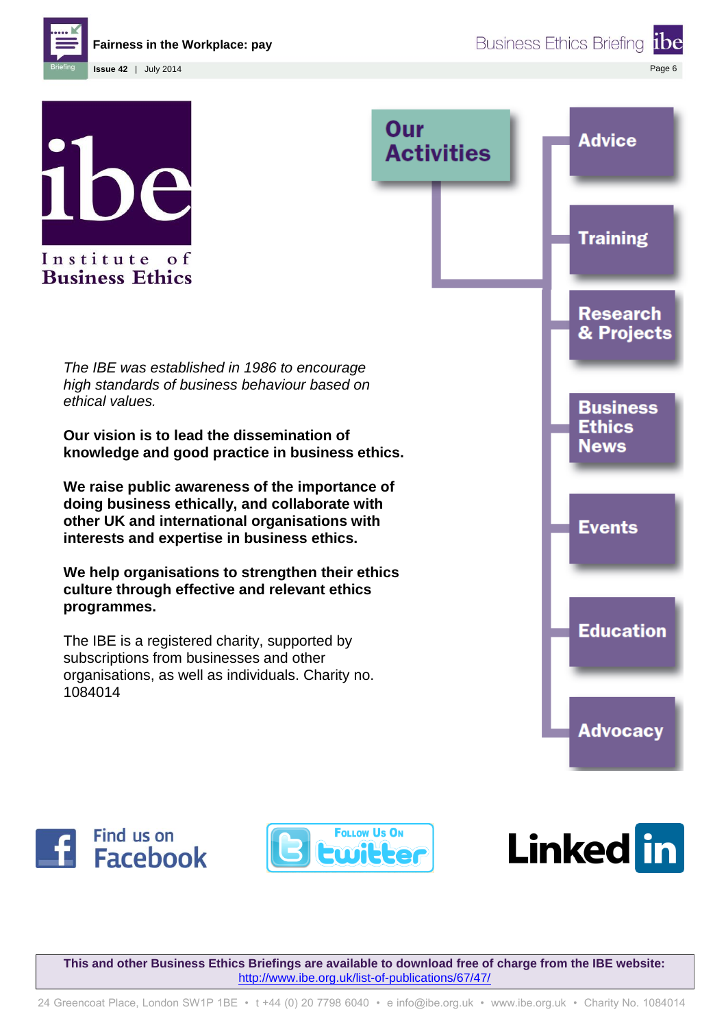# ibe

Institute of Business Ethics

## Our Activities

- Advice
- Training
- Research & Projects
- Business Ethics News
- Events
- Education
- Advocacy

*The IBE was established in 1986 to encourage high standards of business behaviour based on ethical values.*

**Our vision is to lead the dissemination of knowledge and good practice in business ethics.**

**We raise public awareness of the importance of doing business ethically, and collaborate with other UK and international organisations with interests and expertise in business ethics.**

**We help organisations to strengthen their ethics culture through effective and relevant ethics programmes.**

The IBE is a registered charity, supported by subscriptions from businesses and other organisations, as well as individuals. Charity no. 1084014

Find us on Facebook

Follow Us On twitter

LinkedIn

**This and other Business Ethics Briefings are available to download free of charge from the IBE website:** http://www.ibe.org.uk/list-of-publications/67/47/

24 Greencoat Place, London SW1P 1BE • t +44 (0) 20 7798 6040 • e info@ibe.org.uk • www.ibe.org.uk • Charity No. 1084014